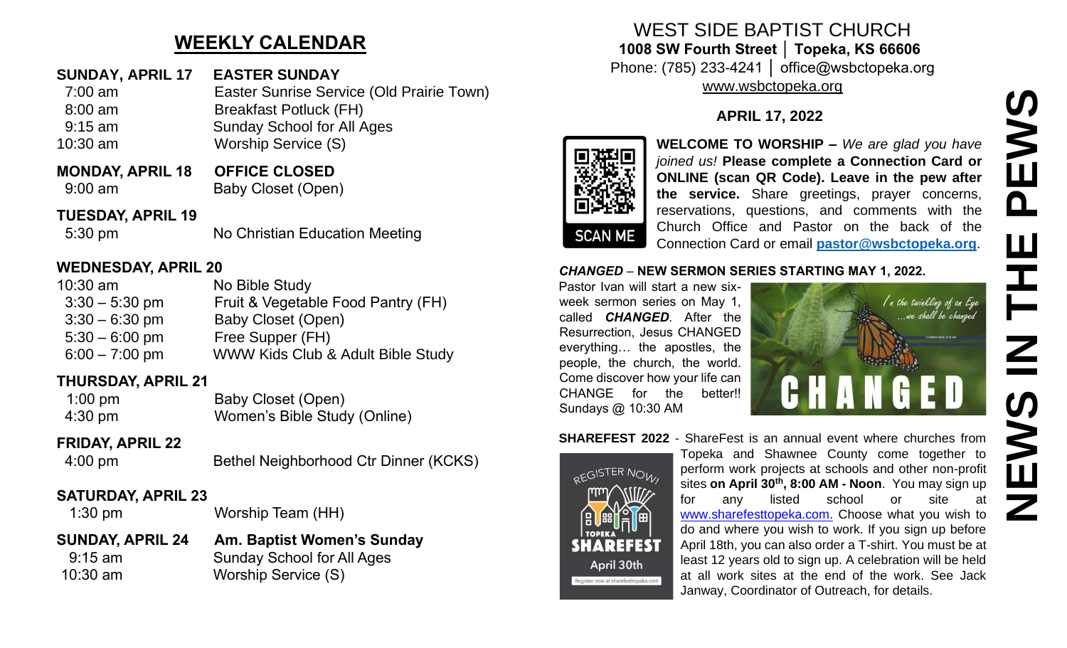## WEEKLY CALENDAR

**SUNDAY, APRIL 17** **EASTER SUNDAY**

| | |
|---|---|
| 7:00 am | Easter Sunrise Service (Old Prairie Town) |
| 8:00 am | Breakfast Potluck (FH) |
| 9:15 am | Sunday School for All Ages |
| 10:30 am | Worship Service (S) |

**MONDAY, APRIL 18** **OFFICE CLOSED**

| | |
|---|---|
| 9:00 am | Baby Closet (Open) |

**TUESDAY, APRIL 19**

| | |
|---|---|
| 5:30 pm | No Christian Education Meeting |

**WEDNESDAY, APRIL 20**

| | |
|---|---|
| 10:30 am | No Bible Study |
| 3:30 – 5:30 pm | Fruit & Vegetable Food Pantry (FH) |
| 3:30 – 6:30 pm | Baby Closet (Open) |
| 5:30 – 6:00 pm | Free Supper (FH) |
| 6:00 – 7:00 pm | WWW Kids Club & Adult Bible Study |

**THURSDAY, APRIL 21**

| | |
|---|---|
| 1:00 pm | Baby Closet (Open) |
| 4:30 pm | Women's Bible Study (Online) |

**FRIDAY, APRIL 22**

| | |
|---|---|
| 4:00 pm | Bethel Neighborhood Ctr Dinner (KCKS) |

**SATURDAY, APRIL 23**

| | |
|---|---|
| 1:30 pm | Worship Team (HH) |

**SUNDAY, APRIL 24** **Am. Baptist Women's Sunday**

| | |
|---|---|
| 9:15 am | Sunday School for All Ages |
| 10:30 am | Worship Service (S) |

# WEST SIDE BAPTIST CHURCH

**1008 SW Fourth Street │ Topeka, KS 66606**
Phone: (785) 233-4241 │ office@wsbctopeka.org
www.wsbctopeka.org

**APRIL 17, 2022**

# NEWS IN THE PEWS

SCAN ME

**WELCOME TO WORSHIP –** *We are glad you have joined us!* **Please complete a Connection Card or ONLINE (scan QR Code). Leave in the pew after the service.** Share greetings, prayer concerns, reservations, questions, and comments with the Church Office and Pastor on the back of the Connection Card or email **pastor@wsbctopeka.org**.

***CHANGED*** – **NEW SERMON SERIES STARTING MAY 1, 2022.**
Pastor Ivan will start a new six-week sermon series on May 1, called ***CHANGED***. After the Resurrection, Jesus CHANGED everything… the apostles, the people, the church, the world. Come discover how your life can CHANGE for the better!! Sundays @ 10:30 AM

*In the twinkling of an Eye …we shall be changed*

CHANGED

**SHAREFEST 2022** - ShareFest is an annual event where churches from Topeka and Shawnee County come together to perform work projects at schools and other non-profit sites **on April 30th, 8:00 AM - Noon**. You may sign up for any listed school or site at www.sharefesttopeka.com. Choose what you wish to do and where you wish to work. If you sign up before April 18th, you can also order a T-shirt. You must be at least 12 years old to sign up. A celebration will be held at all work sites at the end of the work. See Jack Janway, Coordinator of Outreach, for details.

REGISTER NOW! TOPEKA SHAREFEST April 30th Register now at sharefesttopeka.com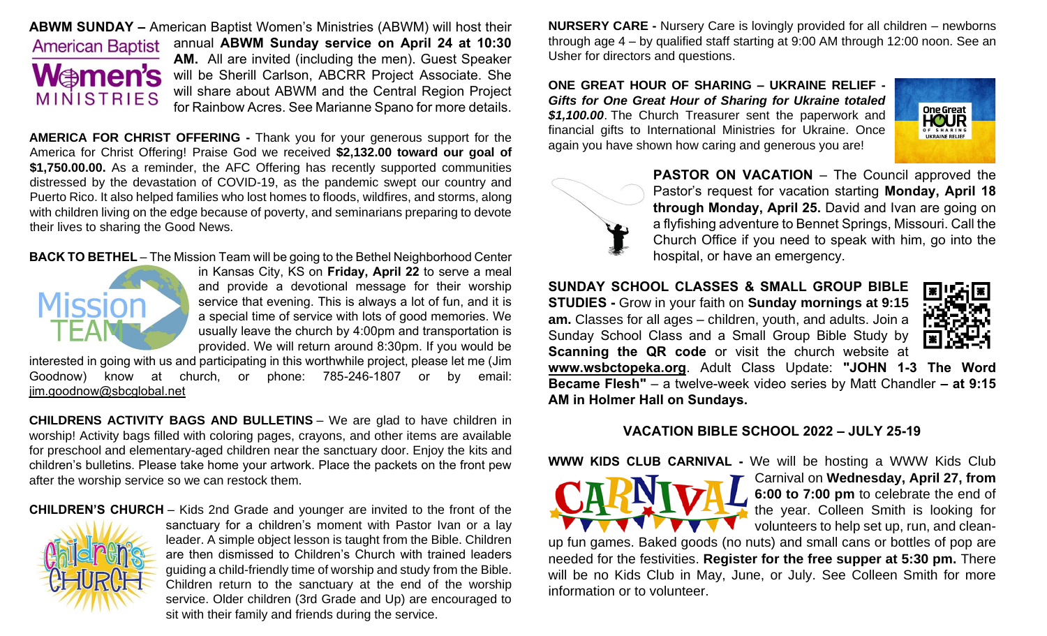**ABWM SUNDAY –** American Baptist Women's Ministries (ABWM) will host their annual **ABWM Sunday service on April 24 at 10:30 AM.** All are invited (including the men). Guest Speaker will be Sherill Carlson, ABCRR Project Associate. She will share about ABWM and the Central Region Project for Rainbow Acres. See Marianne Spano for more details.

**AMERICA FOR CHRIST OFFERING -** Thank you for your generous support for the America for Christ Offering! Praise God we received **$2,132.00 toward our goal of $1,750.00.00.** As a reminder, the AFC Offering has recently supported communities distressed by the devastation of COVID-19, as the pandemic swept our country and Puerto Rico. It also helped families who lost homes to floods, wildfires, and storms, along with children living on the edge because of poverty, and seminarians preparing to devote their lives to sharing the Good News.

**BACK TO BETHEL** – The Mission Team will be going to the Bethel Neighborhood Center in Kansas City, KS on **Friday, April 22** to serve a meal and provide a devotional message for their worship service that evening. This is always a lot of fun, and it is a special time of service with lots of good memories. We usually leave the church by 4:00pm and transportation is provided. We will return around 8:30pm. If you would be interested in going with us and participating in this worthwhile project, please let me (Jim Goodnow) know at church, or phone: 785-246-1807 or by email: jim.goodnow@sbcglobal.net

**CHILDRENS ACTIVITY BAGS AND BULLETINS** – We are glad to have children in worship! Activity bags filled with coloring pages, crayons, and other items are available for preschool and elementary-aged children near the sanctuary door. Enjoy the kits and children's bulletins. Please take home your artwork. Place the packets on the front pew after the worship service so we can restock them.

**CHILDREN'S CHURCH** – Kids 2nd Grade and younger are invited to the front of the sanctuary for a children's moment with Pastor Ivan or a lay leader. A simple object lesson is taught from the Bible. Children are then dismissed to Children's Church with trained leaders guiding a child-friendly time of worship and study from the Bible. Children return to the sanctuary at the end of the worship service. Older children (3rd Grade and Up) are encouraged to sit with their family and friends during the service.

**NURSERY CARE -** Nursery Care is lovingly provided for all children – newborns through age 4 – by qualified staff starting at 9:00 AM through 12:00 noon. See an Usher for directors and questions.

**ONE GREAT HOUR OF SHARING – UKRAINE RELIEF -** ***Gifts for One Great Hour of Sharing for Ukraine totaled $1,100.00***. The Church Treasurer sent the paperwork and financial gifts to International Ministries for Ukraine. Once again you have shown how caring and generous you are!

**PASTOR ON VACATION** – The Council approved the Pastor's request for vacation starting **Monday, April 18 through Monday, April 25.** David and Ivan are going on a flyfishing adventure to Bennet Springs, Missouri. Call the Church Office if you need to speak with him, go into the hospital, or have an emergency.

**SUNDAY SCHOOL CLASSES & SMALL GROUP BIBLE STUDIES -** Grow in your faith on **Sunday mornings at 9:15 am.** Classes for all ages – children, youth, and adults. Join a Sunday School Class and a Small Group Bible Study by **Scanning the QR code** or visit the church website at **www.wsbctopeka.org**. Adult Class Update: **"JOHN 1-3 The Word Became Flesh"** – a twelve-week video series by Matt Chandler **– at 9:15 AM in Holmer Hall on Sundays.**

**VACATION BIBLE SCHOOL 2022 – JULY 25-19**

**WWW KIDS CLUB CARNIVAL -** We will be hosting a WWW Kids Club Carnival on **Wednesday, April 27, from 6:00 to 7:00 pm** to celebrate the end of the year. Colleen Smith is looking for volunteers to help set up, run, and clean-up fun games. Baked goods (no nuts) and small cans or bottles of pop are needed for the festivities. **Register for the free supper at 5:30 pm.** There will be no Kids Club in May, June, or July. See Colleen Smith for more information or to volunteer.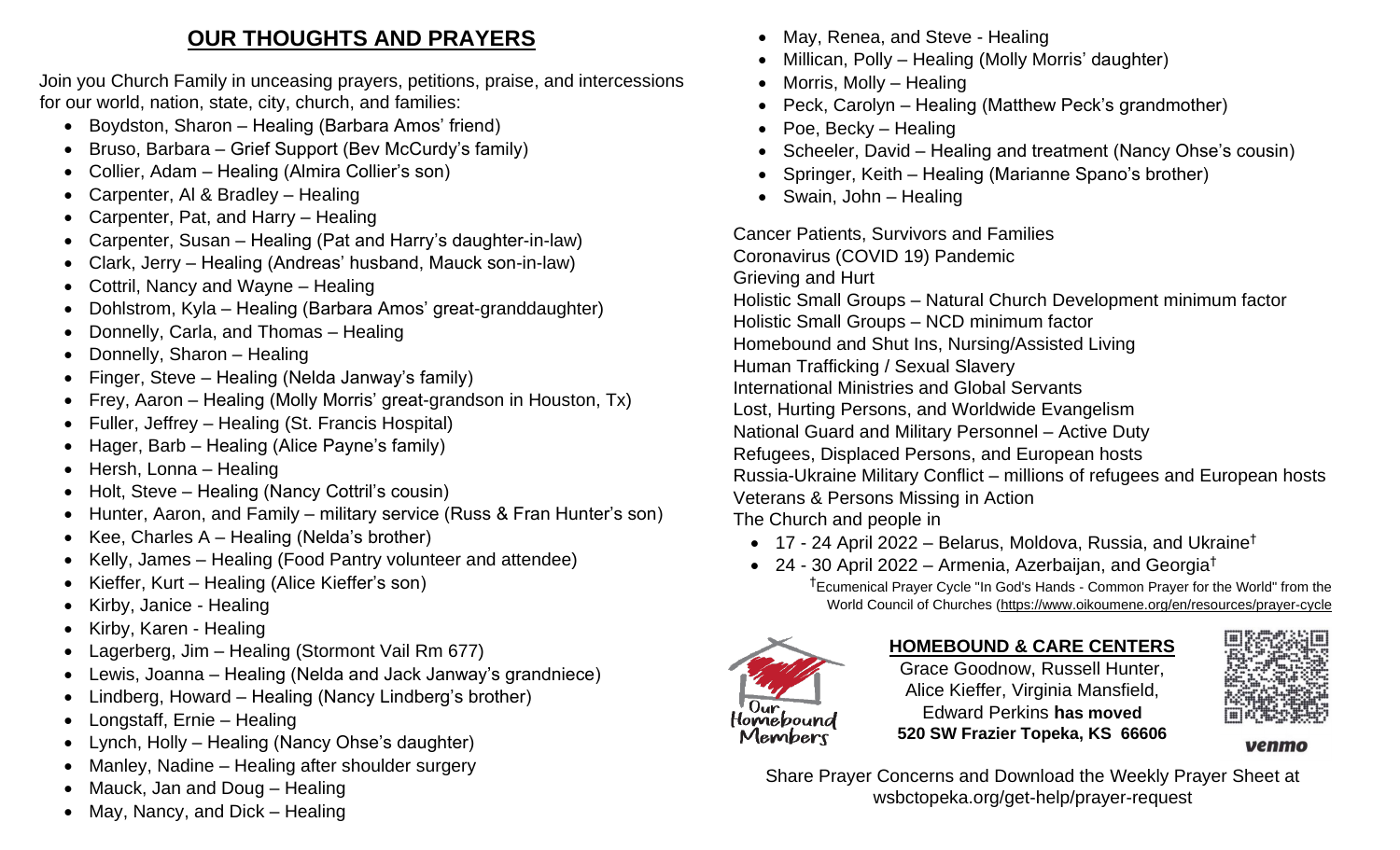## OUR THOUGHTS AND PRAYERS

Join you Church Family in unceasing prayers, petitions, praise, and intercessions for our world, nation, state, city, church, and families:

- Boydston, Sharon – Healing (Barbara Amos' friend)
- Bruso, Barbara – Grief Support (Bev McCurdy's family)
- Collier, Adam – Healing (Almira Collier's son)
- Carpenter, Al & Bradley – Healing
- Carpenter, Pat, and Harry – Healing
- Carpenter, Susan – Healing (Pat and Harry's daughter-in-law)
- Clark, Jerry – Healing (Andreas' husband, Mauck son-in-law)
- Cottril, Nancy and Wayne – Healing
- Dohlstrom, Kyla – Healing (Barbara Amos' great-granddaughter)
- Donnelly, Carla, and Thomas – Healing
- Donnelly, Sharon – Healing
- Finger, Steve – Healing (Nelda Janway's family)
- Frey, Aaron – Healing (Molly Morris' great-grandson in Houston, Tx)
- Fuller, Jeffrey – Healing (St. Francis Hospital)
- Hager, Barb – Healing (Alice Payne's family)
- Hersh, Lonna – Healing
- Holt, Steve – Healing (Nancy Cottril's cousin)
- Hunter, Aaron, and Family – military service (Russ & Fran Hunter's son)
- Kee, Charles A – Healing (Nelda's brother)
- Kelly, James – Healing (Food Pantry volunteer and attendee)
- Kieffer, Kurt – Healing (Alice Kieffer's son)
- Kirby, Janice - Healing
- Kirby, Karen - Healing
- Lagerberg, Jim – Healing (Stormont Vail Rm 677)
- Lewis, Joanna – Healing (Nelda and Jack Janway's grandniece)
- Lindberg, Howard – Healing (Nancy Lindberg's brother)
- Longstaff, Ernie – Healing
- Lynch, Holly – Healing (Nancy Ohse's daughter)
- Manley, Nadine – Healing after shoulder surgery
- Mauck, Jan and Doug – Healing
- May, Nancy, and Dick – Healing
- May, Renea, and Steve - Healing
- Millican, Polly – Healing (Molly Morris' daughter)
- Morris, Molly – Healing
- Peck, Carolyn – Healing (Matthew Peck's grandmother)
- Poe, Becky – Healing
- Scheeler, David – Healing and treatment (Nancy Ohse's cousin)
- Springer, Keith – Healing (Marianne Spano's brother)
- Swain, John – Healing

Cancer Patients, Survivors and Families
Coronavirus (COVID 19) Pandemic
Grieving and Hurt
Holistic Small Groups – Natural Church Development minimum factor
Holistic Small Groups – NCD minimum factor
Homebound and Shut Ins, Nursing/Assisted Living
Human Trafficking / Sexual Slavery
International Ministries and Global Servants
Lost, Hurting Persons, and Worldwide Evangelism
National Guard and Military Personnel – Active Duty
Refugees, Displaced Persons, and European hosts
Russia-Ukraine Military Conflict – millions of refugees and European hosts
Veterans & Persons Missing in Action
The Church and people in

- 17 - 24 April 2022 – Belarus, Moldova, Russia, and Ukraine†
- 24 - 30 April 2022 – Armenia, Azerbaijan, and Georgia†

†Ecumenical Prayer Cycle "In God's Hands - Common Prayer for the World" from the World Council of Churches (https://www.oikoumene.org/en/resources/prayer-cycle

Our Homebound Members

### HOMEBOUND & CARE CENTERS

Grace Goodnow, Russell Hunter, Alice Kieffer, Virginia Mansfield, Edward Perkins **has moved**
**520 SW Frazier Topeka, KS 66606**

venmo

Share Prayer Concerns and Download the Weekly Prayer Sheet at wsbctopeka.org/get-help/prayer-request